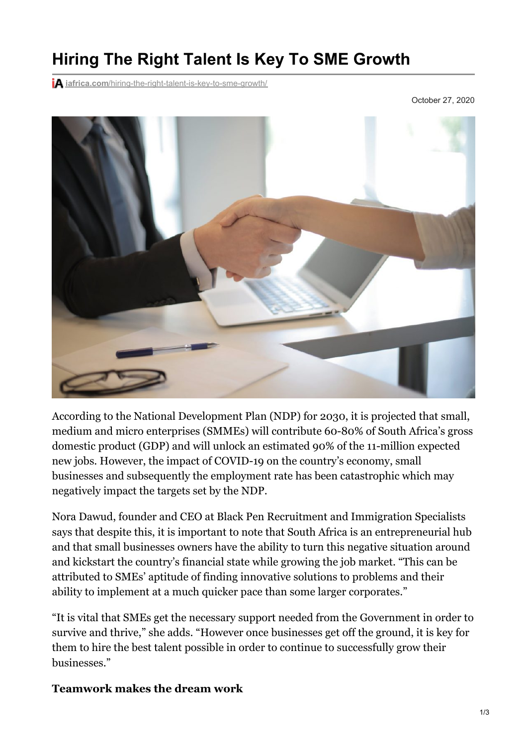# Hiring The Right Talent Is Key To SME Growth

iafrica.com/hiring-the-right-talent-is-key-to-sme-growth/

October 27, 2020

According to the National Development Plan (NDP) for 2030, it is projected that small, medium and micro enterprises (SMMEs) will contribute 60-80% of South Africa's gross domestic product (GDP) and will unlock an estimated 90% of the 11-million expected new jobs. However, the impact of COVID-19 on the country's economy, small businesses and subsequently the employment rate has been catastrophic which may negatively impact the targets set by the NDP.

Nora Dawud, founder and CEO at Black Pen Recruitment and Immigration Specialists says that despite this, it is important to note that South Africa is an entrepreneurial hub and that small businesses owners have the ability to turn this negative situation around and kickstart the country's financial state while growing the job market. "This can be attributed to SMEs' aptitude of finding innovative solutions to problems and their ability to implement at a much quicker pace than some larger corporates."

"It is vital that SMEs get the necessary support needed from the Government in order to survive and thrive," she adds. "However once businesses get off the ground, it is key for them to hire the best talent possible in order to continue to successfully grow their businesses."

**Teamwork makes the dream work**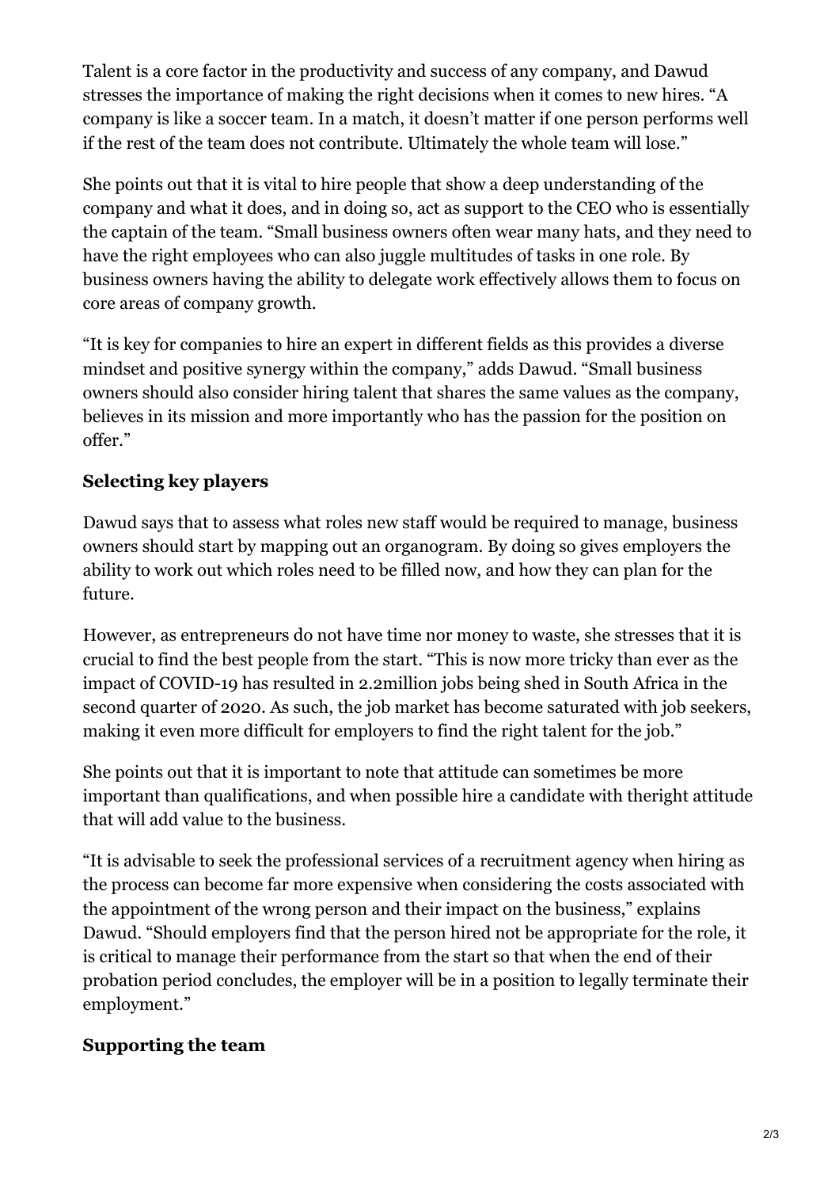Talent is a core factor in the productivity and success of any company, and Dawud stresses the importance of making the right decisions when it comes to new hires. “A company is like a soccer team. In a match, it doesn’t matter if one person performs well if the rest of the team does not contribute. Ultimately the whole team will lose.”

She points out that it is vital to hire people that show a deep understanding of the company and what it does, and in doing so, act as support to the CEO who is essentially the captain of the team. “Small business owners often wear many hats, and they need to have the right employees who can also juggle multitudes of tasks in one role. By business owners having the ability to delegate work effectively allows them to focus on core areas of company growth.

“It is key for companies to hire an expert in different fields as this provides a diverse mindset and positive synergy within the company,” adds Dawud. “Small business owners should also consider hiring talent that shares the same values as the company, believes in its mission and more importantly who has the passion for the position on offer.”

## Selecting key players

Dawud says that to assess what roles new staff would be required to manage, business owners should start by mapping out an organogram. By doing so gives employers the ability to work out which roles need to be filled now, and how they can plan for the future.

However, as entrepreneurs do not have time nor money to waste, she stresses that it is crucial to find the best people from the start. “This is now more tricky than ever as the impact of COVID-19 has resulted in 2.2million jobs being shed in South Africa in the second quarter of 2020. As such, the job market has become saturated with job seekers, making it even more difficult for employers to find the right talent for the job.”

She points out that it is important to note that attitude can sometimes be more important than qualifications, and when possible hire a candidate with theright attitude that will add value to the business.

“It is advisable to seek the professional services of a recruitment agency when hiring as the process can become far more expensive when considering the costs associated with the appointment of the wrong person and their impact on the business,” explains Dawud. “Should employers find that the person hired not be appropriate for the role, it is critical to manage their performance from the start so that when the end of their probation period concludes, the employer will be in a position to legally terminate their employment.”

## Supporting the team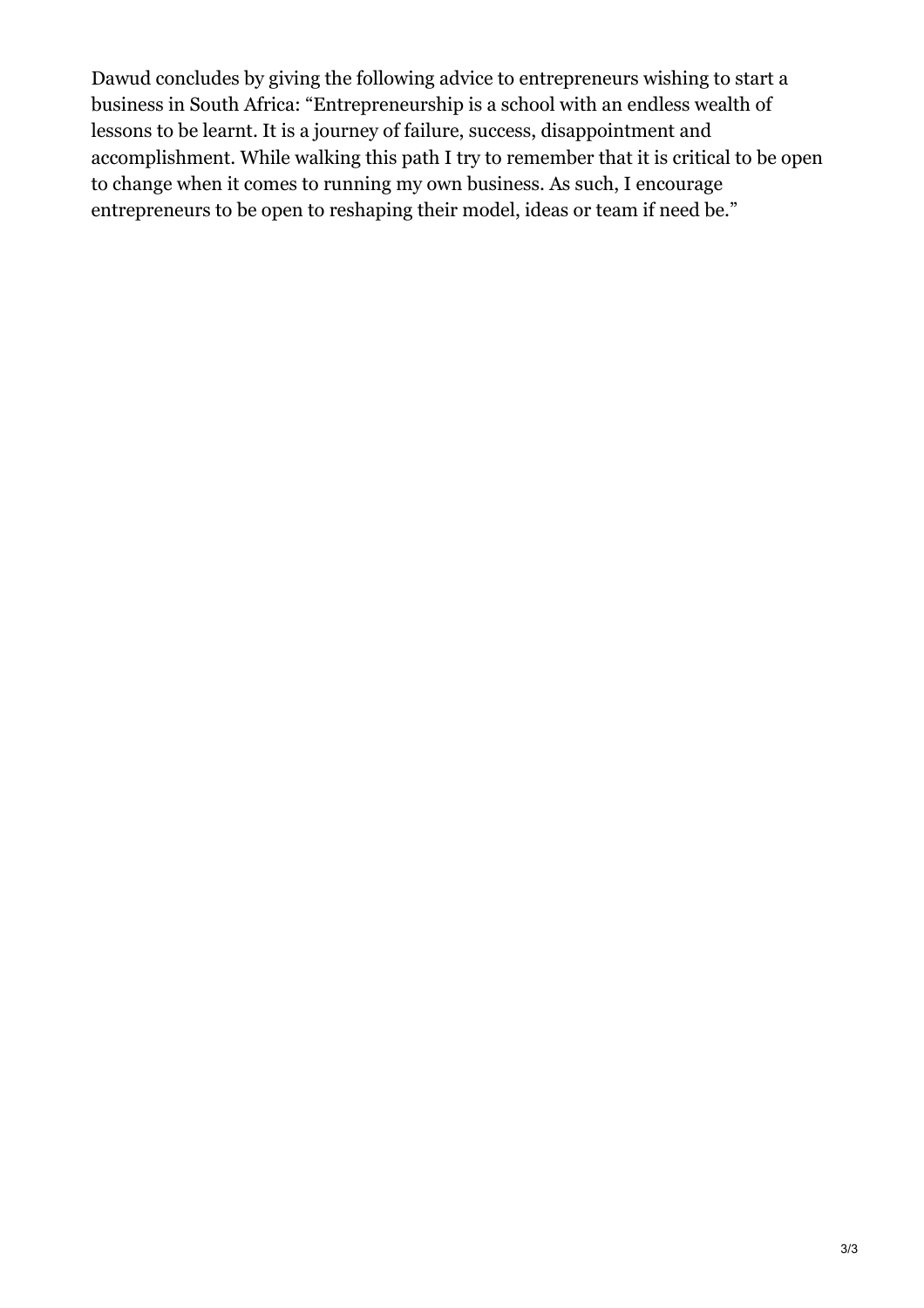Dawud concludes by giving the following advice to entrepreneurs wishing to start a business in South Africa: “Entrepreneurship is a school with an endless wealth of lessons to be learnt. It is a journey of failure, success, disappointment and accomplishment. While walking this path I try to remember that it is critical to be open to change when it comes to running my own business. As such, I encourage entrepreneurs to be open to reshaping their model, ideas or team if need be.”